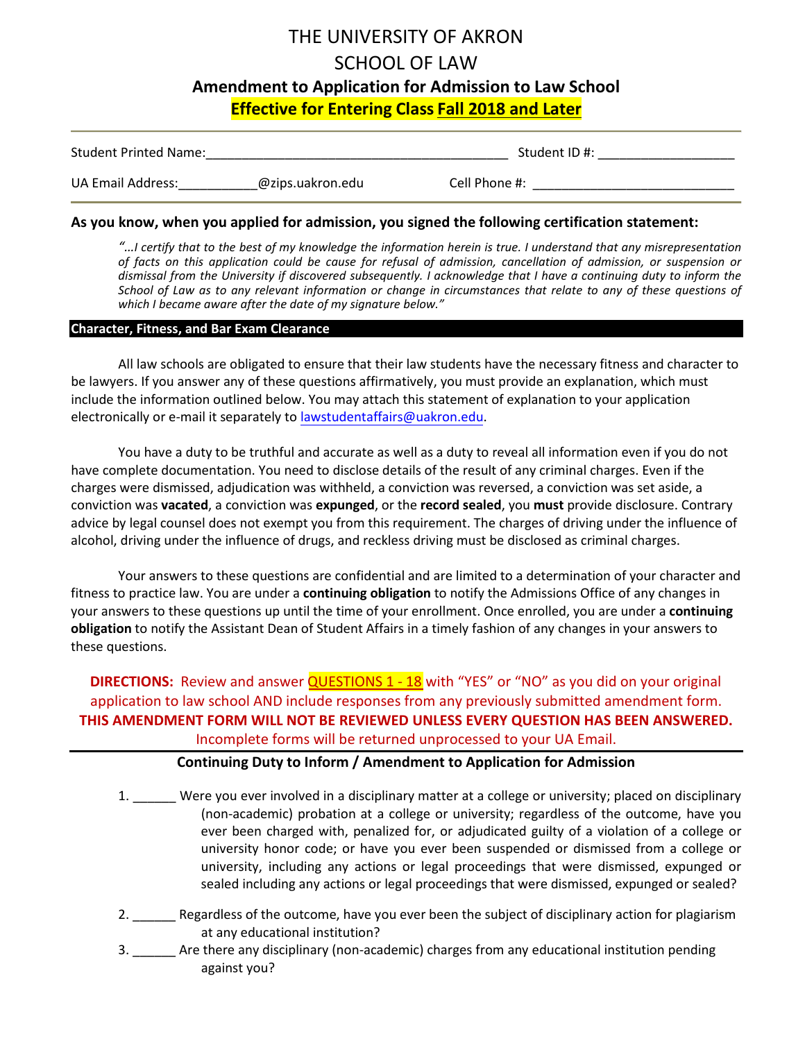# THE UNIVERSITY OF AKRON
# SCHOOL OF LAW

## Amendment to Application for Admission to Law School

**Effective for Entering Class Fall 2018 and Later**

Student Printed Name:__________________________________________ Student ID #: ___________________

UA Email Address:___________@zips.uakron.edu Cell Phone #: ____________________________

**As you know, when you applied for admission, you signed the following certification statement:**

> *"…I certify that to the best of my knowledge the information herein is true. I understand that any misrepresentation of facts on this application could be cause for refusal of admission, cancellation of admission, or suspension or dismissal from the University if discovered subsequently. I acknowledge that I have a continuing duty to inform the School of Law as to any relevant information or change in circumstances that relate to any of these questions of which I became aware after the date of my signature below."*

### Character, Fitness, and Bar Exam Clearance

All law schools are obligated to ensure that their law students have the necessary fitness and character to be lawyers. If you answer any of these questions affirmatively, you must provide an explanation, which must include the information outlined below. You may attach this statement of explanation to your application electronically or e-mail it separately to lawstudentaffairs@uakron.edu.

You have a duty to be truthful and accurate as well as a duty to reveal all information even if you do not have complete documentation. You need to disclose details of the result of any criminal charges. Even if the charges were dismissed, adjudication was withheld, a conviction was reversed, a conviction was set aside, a conviction was **vacated**, a conviction was **expunged**, or the **record sealed**, you **must** provide disclosure. Contrary advice by legal counsel does not exempt you from this requirement. The charges of driving under the influence of alcohol, driving under the influence of drugs, and reckless driving must be disclosed as criminal charges.

Your answers to these questions are confidential and are limited to a determination of your character and fitness to practice law. You are under a **continuing obligation** to notify the Admissions Office of any changes in your answers to these questions up until the time of your enrollment. Once enrolled, you are under a **continuing obligation** to notify the Assistant Dean of Student Affairs in a timely fashion of any changes in your answers to these questions.

**DIRECTIONS:** Review and answer QUESTIONS 1 - 18 with "YES" or "NO" as you did on your original application to law school AND include responses from any previously submitted amendment form. **THIS AMENDMENT FORM WILL NOT BE REVIEWED UNLESS EVERY QUESTION HAS BEEN ANSWERED.** Incomplete forms will be returned unprocessed to your UA Email.

### Continuing Duty to Inform / Amendment to Application for Admission

1. ______ Were you ever involved in a disciplinary matter at a college or university; placed on disciplinary (non-academic) probation at a college or university; regardless of the outcome, have you ever been charged with, penalized for, or adjudicated guilty of a violation of a college or university honor code; or have you ever been suspended or dismissed from a college or university, including any actions or legal proceedings that were dismissed, expunged or sealed including any actions or legal proceedings that were dismissed, expunged or sealed?

2. ______ Regardless of the outcome, have you ever been the subject of disciplinary action for plagiarism at any educational institution?

3. ______ Are there any disciplinary (non-academic) charges from any educational institution pending against you?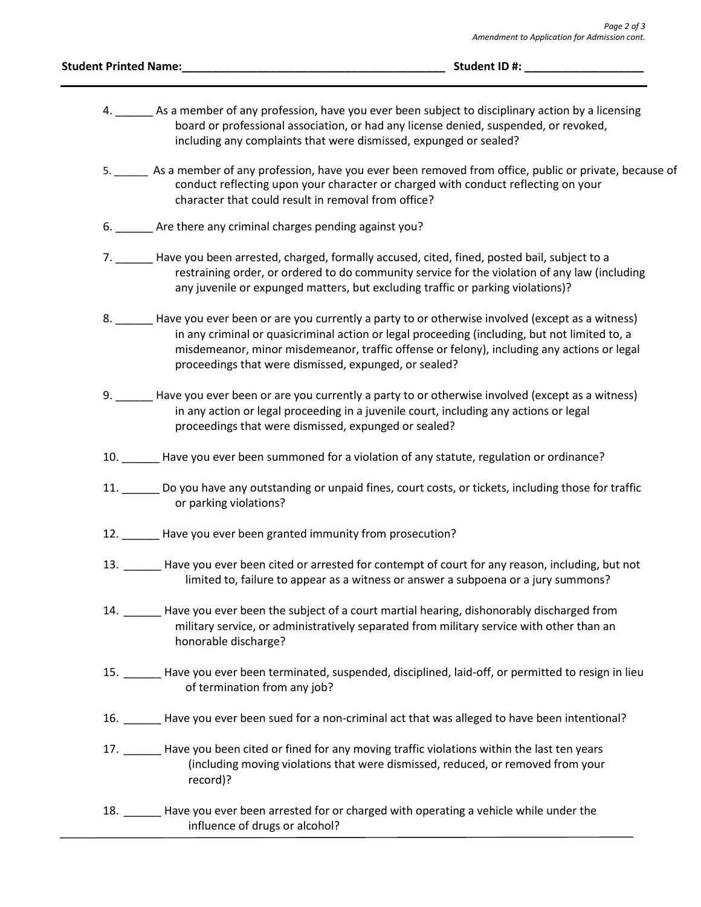**Student Printed Name:__________________________________________ Student ID #: ___________________**

4. ______ As a member of any profession, have you ever been subject to disciplinary action by a licensing board or professional association, or had any license denied, suspended, or revoked, including any complaints that were dismissed, expunged or sealed?

5. ______ As a member of any profession, have you ever been removed from office, public or private, because of conduct reflecting upon your character or charged with conduct reflecting on your character that could result in removal from office?

6. ______ Are there any criminal charges pending against you?

7. ______ Have you been arrested, charged, formally accused, cited, fined, posted bail, subject to a restraining order, or ordered to do community service for the violation of any law (including any juvenile or expunged matters, but excluding traffic or parking violations)?

8. ______ Have you ever been or are you currently a party to or otherwise involved (except as a witness) in any criminal or quasicriminal action or legal proceeding (including, but not limited to, a misdemeanor, minor misdemeanor, traffic offense or felony), including any actions or legal proceedings that were dismissed, expunged, or sealed?

9. ______ Have you ever been or are you currently a party to or otherwise involved (except as a witness) in any action or legal proceeding in a juvenile court, including any actions or legal proceedings that were dismissed, expunged or sealed?

10. ______ Have you ever been summoned for a violation of any statute, regulation or ordinance?

11. ______ Do you have any outstanding or unpaid fines, court costs, or tickets, including those for traffic or parking violations?

12. ______ Have you ever been granted immunity from prosecution?

13. ______ Have you ever been cited or arrested for contempt of court for any reason, including, but not limited to, failure to appear as a witness or answer a subpoena or a jury summons?

14. ______ Have you ever been the subject of a court martial hearing, dishonorably discharged from military service, or administratively separated from military service with other than an honorable discharge?

15. ______ Have you ever been terminated, suspended, disciplined, laid-off, or permitted to resign in lieu of termination from any job?

16. ______ Have you ever been sued for a non-criminal act that was alleged to have been intentional?

17. ______ Have you been cited or fined for any moving traffic violations within the last ten years (including moving violations that were dismissed, reduced, or removed from your record)?

18. ______ Have you ever been arrested for or charged with operating a vehicle while under the influence of drugs or alcohol?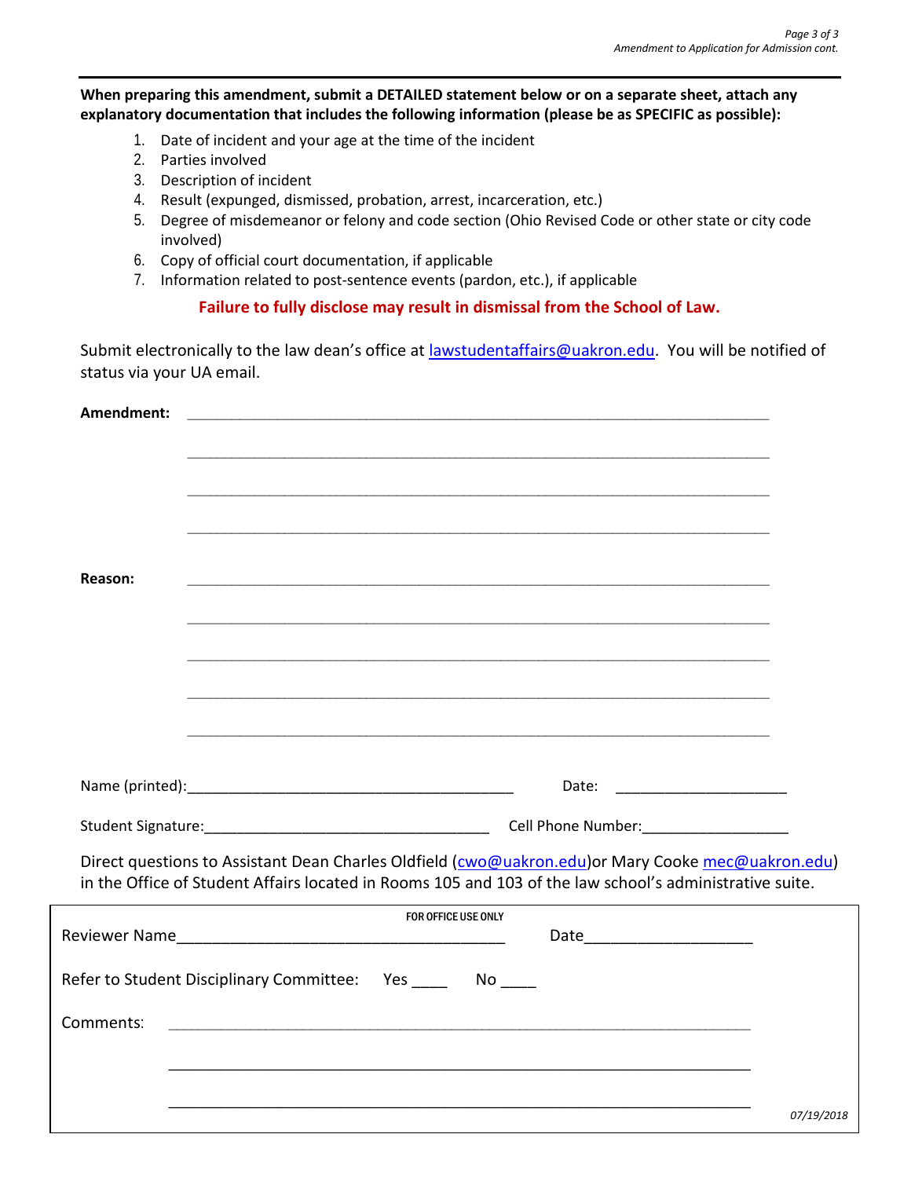**When preparing this amendment, submit a DETAILED statement below or on a separate sheet, attach any explanatory documentation that includes the following information (please be as SPECIFIC as possible):**

1. Date of incident and your age at the time of the incident
2. Parties involved
3. Description of incident
4. Result (expunged, dismissed, probation, arrest, incarceration, etc.)
5. Degree of misdemeanor or felony and code section (Ohio Revised Code or other state or city code involved)
6. Copy of official court documentation, if applicable
7. Information related to post-sentence events (pardon, etc.), if applicable

**Failure to fully disclose may result in dismissal from the School of Law.**

Submit electronically to the law dean's office at lawstudentaffairs@uakron.edu. You will be notified of status via your UA email.

**Amendment:** ____________________________________________________________

____________________________________________________________

____________________________________________________________

____________________________________________________________

**Reason:** ____________________________________________________________

____________________________________________________________

____________________________________________________________

____________________________________________________________

____________________________________________________________

Name (printed):________________________________________ Date: ______________________

Student Signature:___________________________________ Cell Phone Number:__________________

Direct questions to Assistant Dean Charles Oldfield (cwo@uakron.edu)or Mary Cooke mec@uakron.edu) in the Office of Student Affairs located in Rooms 105 and 103 of the law school's administrative suite.

**FOR OFFICE USE ONLY**

Reviewer Name________________________________________ Date____________________

Refer to Student Disciplinary Committee: Yes ____ No ____

Comments: ____________________________________________________________

____________________________________________________________

____________________________________________________________

*07/19/2018*